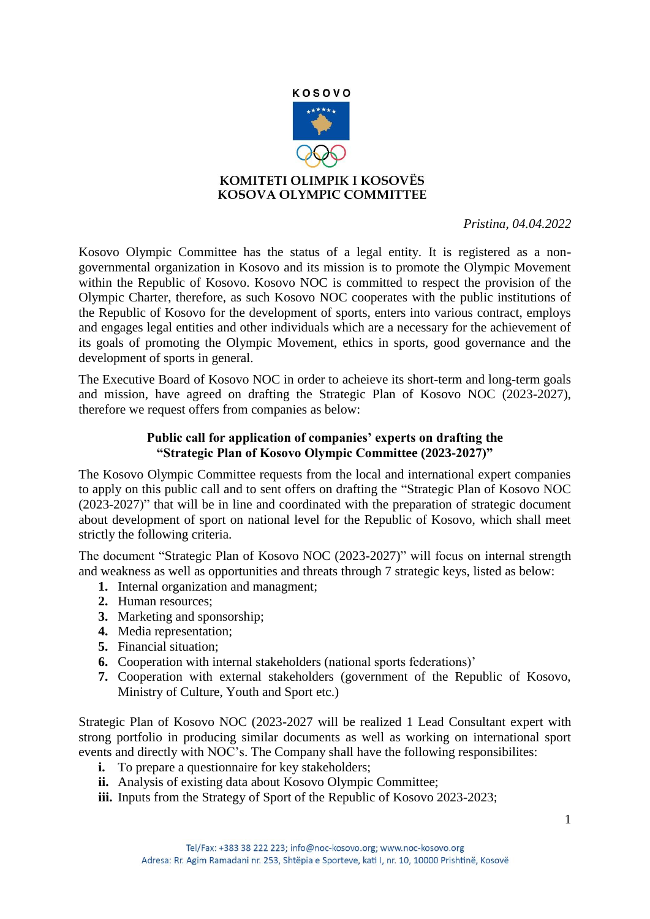KOSOVO

**KOMITETI OLIMPIK I KOSOVËS**
**KOSOVA OLYMPIC COMMITTEE**

*Pristina, 04.04.2022*

Kosovo Olympic Committee has the status of a legal entity. It is registered as a non-governmental organization in Kosovo and its mission is to promote the Olympic Movement within the Republic of Kosovo. Kosovo NOC is committed to respect the provision of the Olympic Charter, therefore, as such Kosovo NOC cooperates with the public institutions of the Republic of Kosovo for the development of sports, enters into various contract, employs and engages legal entities and other individuals which are a necessary for the achievement of its goals of promoting the Olympic Movement, ethics in sports, good governance and the development of sports in general.

The Executive Board of Kosovo NOC in order to acheieve its short-term and long-term goals and mission, have agreed on drafting the Strategic Plan of Kosovo NOC (2023-2027), therefore we request offers from companies as below:

**Public call for application of companies' experts on drafting the "Strategic Plan of Kosovo Olympic Committee (2023-2027)"**

The Kosovo Olympic Committee requests from the local and international expert companies to apply on this public call and to sent offers on drafting the "Strategic Plan of Kosovo NOC (2023-2027)" that will be in line and coordinated with the preparation of strategic document about development of sport on national level for the Republic of Kosovo, which shall meet strictly the following criteria.

The document "Strategic Plan of Kosovo NOC (2023-2027)" will focus on internal strength and weakness as well as opportunities and threats through 7 strategic keys, listed as below:

1. Internal organization and managment;
2. Human resources;
3. Marketing and sponsorship;
4. Media representation;
5. Financial situation;
6. Cooperation with internal stakeholders (national sports federations)'
7. Cooperation with external stakeholders (government of the Republic of Kosovo, Ministry of Culture, Youth and Sport etc.)

Strategic Plan of Kosovo NOC (2023-2027 will be realized 1 Lead Consultant expert with strong portfolio in producing similar documents as well as working on international sport events and directly with NOC's. The Company shall have the following responsibilites:

- **i.** To prepare a questionnaire for key stakeholders;
- **ii.** Analysis of existing data about Kosovo Olympic Committee;
- **iii.** Inputs from the Strategy of Sport of the Republic of Kosovo 2023-2023;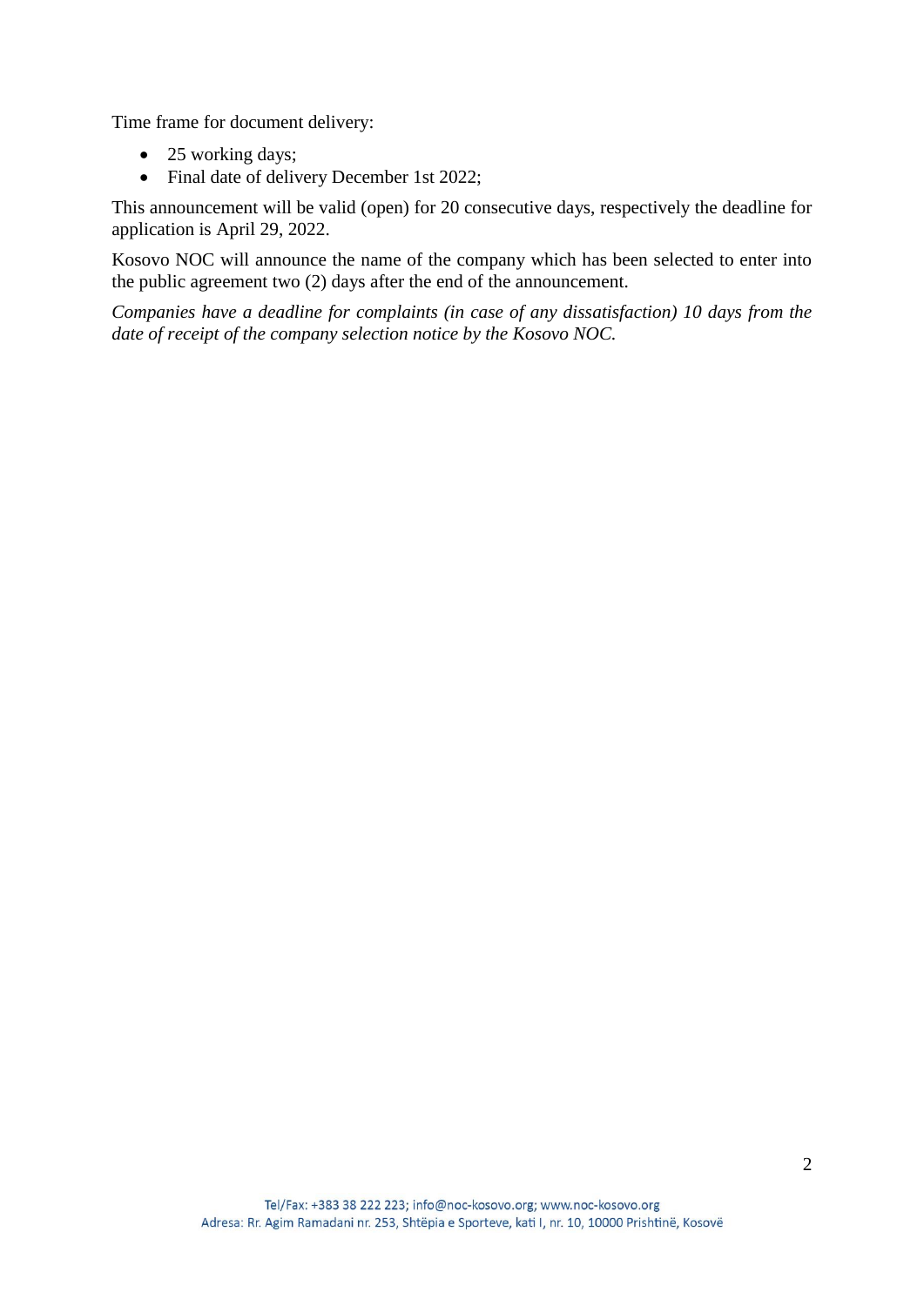Time frame for document delivery:

- 25 working days;
- Final date of delivery December 1st 2022;

This announcement will be valid (open) for 20 consecutive days, respectively the deadline for application is April 29, 2022.

Kosovo NOC will announce the name of the company which has been selected to enter into the public agreement two (2) days after the end of the announcement.

*Companies have a deadline for complaints (in case of any dissatisfaction) 10 days from the date of receipt of the company selection notice by the Kosovo NOC.*